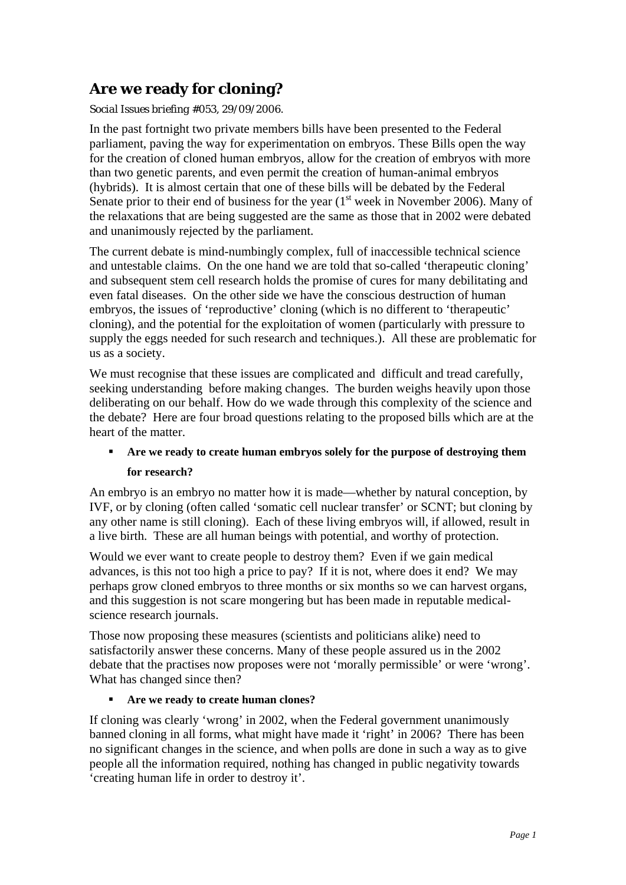# Are we ready for cloning?

*Social Issues briefing #053, 29/09/2006.*

In the past fortnight two private members bills have been presented to the Federal parliament, paving the way for experimentation on embryos. These Bills open the way for the creation of cloned human embryos, allow for the creation of embryos with more than two genetic parents, and even permit the creation of human-animal embryos (hybrids). It is almost certain that one of these bills will be debated by the Federal Senate prior to their end of business for the year (1st week in November 2006). Many of the relaxations that are being suggested are the same as those that in 2002 were debated and unanimously rejected by the parliament.

The current debate is mind-numbingly complex, full of inaccessible technical science and untestable claims. On the one hand we are told that so-called 'therapeutic cloning' and subsequent stem cell research holds the promise of cures for many debilitating and even fatal diseases. On the other side we have the conscious destruction of human embryos, the issues of 'reproductive' cloning (which is no different to 'therapeutic' cloning), and the potential for the exploitation of women (particularly with pressure to supply the eggs needed for such research and techniques.). All these are problematic for us as a society.

We must recognise that these issues are complicated and difficult and tread carefully, seeking understanding before making changes. The burden weighs heavily upon those deliberating on our behalf. How do we wade through this complexity of the science and the debate? Here are four broad questions relating to the proposed bills which are at the heart of the matter.

- **Are we ready to create human embryos solely for the purpose of destroying them for research?**

An embryo is an embryo no matter how it is made—whether by natural conception, by IVF, or by cloning (often called 'somatic cell nuclear transfer' or SCNT; but cloning by any other name is still cloning). Each of these living embryos will, if allowed, result in a live birth. These are all human beings with potential, and worthy of protection.

Would we ever want to create people to destroy them? Even if we gain medical advances, is this not too high a price to pay? If it is not, where does it end? We may perhaps grow cloned embryos to three months or six months so we can harvest organs, and this suggestion is not scare mongering but has been made in reputable medical-science research journals.

Those now proposing these measures (scientists and politicians alike) need to satisfactorily answer these concerns. Many of these people assured us in the 2002 debate that the practises now proposes were not 'morally permissible' or were 'wrong'. What has changed since then?

- **Are we ready to create human clones?**

If cloning was clearly 'wrong' in 2002, when the Federal government unanimously banned cloning in all forms, what might have made it 'right' in 2006? There has been no significant changes in the science, and when polls are done in such a way as to give people all the information required, nothing has changed in public negativity towards 'creating human life in order to destroy it'.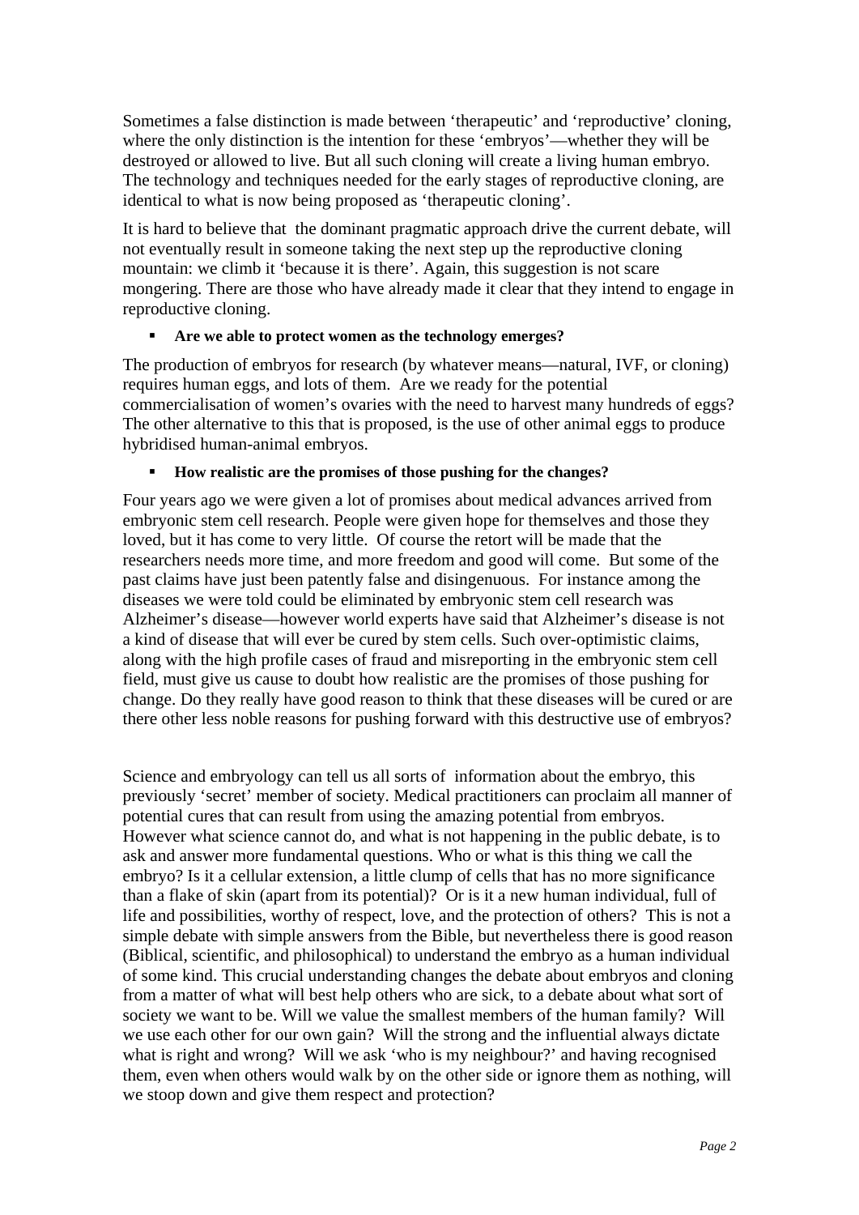Sometimes a false distinction is made between 'therapeutic' and 'reproductive' cloning, where the only distinction is the intention for these 'embryos'—whether they will be destroyed or allowed to live. But all such cloning will create a living human embryo. The technology and techniques needed for the early stages of reproductive cloning, are identical to what is now being proposed as 'therapeutic cloning'.

It is hard to believe that the dominant pragmatic approach drive the current debate, will not eventually result in someone taking the next step up the reproductive cloning mountain: we climb it 'because it is there'. Again, this suggestion is not scare mongering. There are those who have already made it clear that they intend to engage in reproductive cloning.

- **Are we able to protect women as the technology emerges?**

The production of embryos for research (by whatever means—natural, IVF, or cloning) requires human eggs, and lots of them. Are we ready for the potential commercialisation of women's ovaries with the need to harvest many hundreds of eggs? The other alternative to this that is proposed, is the use of other animal eggs to produce hybridised human-animal embryos.

- **How realistic are the promises of those pushing for the changes?**

Four years ago we were given a lot of promises about medical advances arrived from embryonic stem cell research. People were given hope for themselves and those they loved, but it has come to very little. Of course the retort will be made that the researchers needs more time, and more freedom and good will come. But some of the past claims have just been patently false and disingenuous. For instance among the diseases we were told could be eliminated by embryonic stem cell research was Alzheimer's disease—however world experts have said that Alzheimer's disease is not a kind of disease that will ever be cured by stem cells. Such over-optimistic claims, along with the high profile cases of fraud and misreporting in the embryonic stem cell field, must give us cause to doubt how realistic are the promises of those pushing for change. Do they really have good reason to think that these diseases will be cured or are there other less noble reasons for pushing forward with this destructive use of embryos?

Science and embryology can tell us all sorts of information about the embryo, this previously 'secret' member of society. Medical practitioners can proclaim all manner of potential cures that can result from using the amazing potential from embryos. However what science cannot do, and what is not happening in the public debate, is to ask and answer more fundamental questions. Who or what is this thing we call the embryo? Is it a cellular extension, a little clump of cells that has no more significance than a flake of skin (apart from its potential)? Or is it a new human individual, full of life and possibilities, worthy of respect, love, and the protection of others? This is not a simple debate with simple answers from the Bible, but nevertheless there is good reason (Biblical, scientific, and philosophical) to understand the embryo as a human individual of some kind. This crucial understanding changes the debate about embryos and cloning from a matter of what will best help others who are sick, to a debate about what sort of society we want to be. Will we value the smallest members of the human family? Will we use each other for our own gain? Will the strong and the influential always dictate what is right and wrong? Will we ask 'who is my neighbour?' and having recognised them, even when others would walk by on the other side or ignore them as nothing, will we stoop down and give them respect and protection?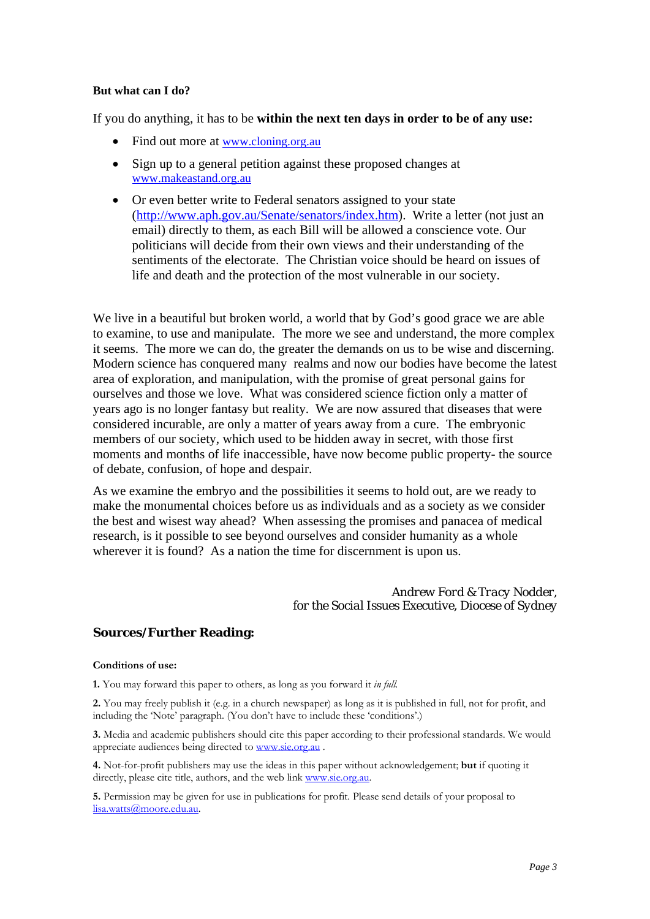**But what can I do?**

If you do anything, it has to be **within the next ten days in order to be of any use:**

- Find out more at www.cloning.org.au
- Sign up to a general petition against these proposed changes at www.makeastand.org.au
- Or even better write to Federal senators assigned to your state (http://www.aph.gov.au/Senate/senators/index.htm). Write a letter (not just an email) directly to them, as each Bill will be allowed a conscience vote. Our politicians will decide from their own views and their understanding of the sentiments of the electorate. The Christian voice should be heard on issues of life and death and the protection of the most vulnerable in our society.

We live in a beautiful but broken world, a world that by God's good grace we are able to examine, to use and manipulate. The more we see and understand, the more complex it seems. The more we can do, the greater the demands on us to be wise and discerning. Modern science has conquered many realms and now our bodies have become the latest area of exploration, and manipulation, with the promise of great personal gains for ourselves and those we love. What was considered science fiction only a matter of years ago is no longer fantasy but reality. We are now assured that diseases that were considered incurable, are only a matter of years away from a cure. The embryonic members of our society, which used to be hidden away in secret, with those first moments and months of life inaccessible, have now become public property- the source of debate, confusion, of hope and despair.

As we examine the embryo and the possibilities it seems to hold out, are we ready to make the monumental choices before us as individuals and as a society as we consider the best and wisest way ahead? When assessing the promises and panacea of medical research, is it possible to see beyond ourselves and consider humanity as a whole wherever it is found? As a nation the time for discernment is upon us.

*Andrew Ford & Tracy Nodder,*
*for the Social Issues Executive, Diocese of Sydney*

### Sources/Further Reading:

**Conditions of use:**

**1.** You may forward this paper to others, as long as you forward it *in full*.

**2.** You may freely publish it (e.g. in a church newspaper) as long as it is published in full, not for profit, and including the 'Note' paragraph. (You don't have to include these 'conditions'.)

**3.** Media and academic publishers should cite this paper according to their professional standards. We would appreciate audiences being directed to www.sie.org.au .

**4.** Not-for-profit publishers may use the ideas in this paper without acknowledgement; **but** if quoting it directly, please cite title, authors, and the web link www.sie.org.au.

**5.** Permission may be given for use in publications for profit. Please send details of your proposal to lisa.watts@moore.edu.au.